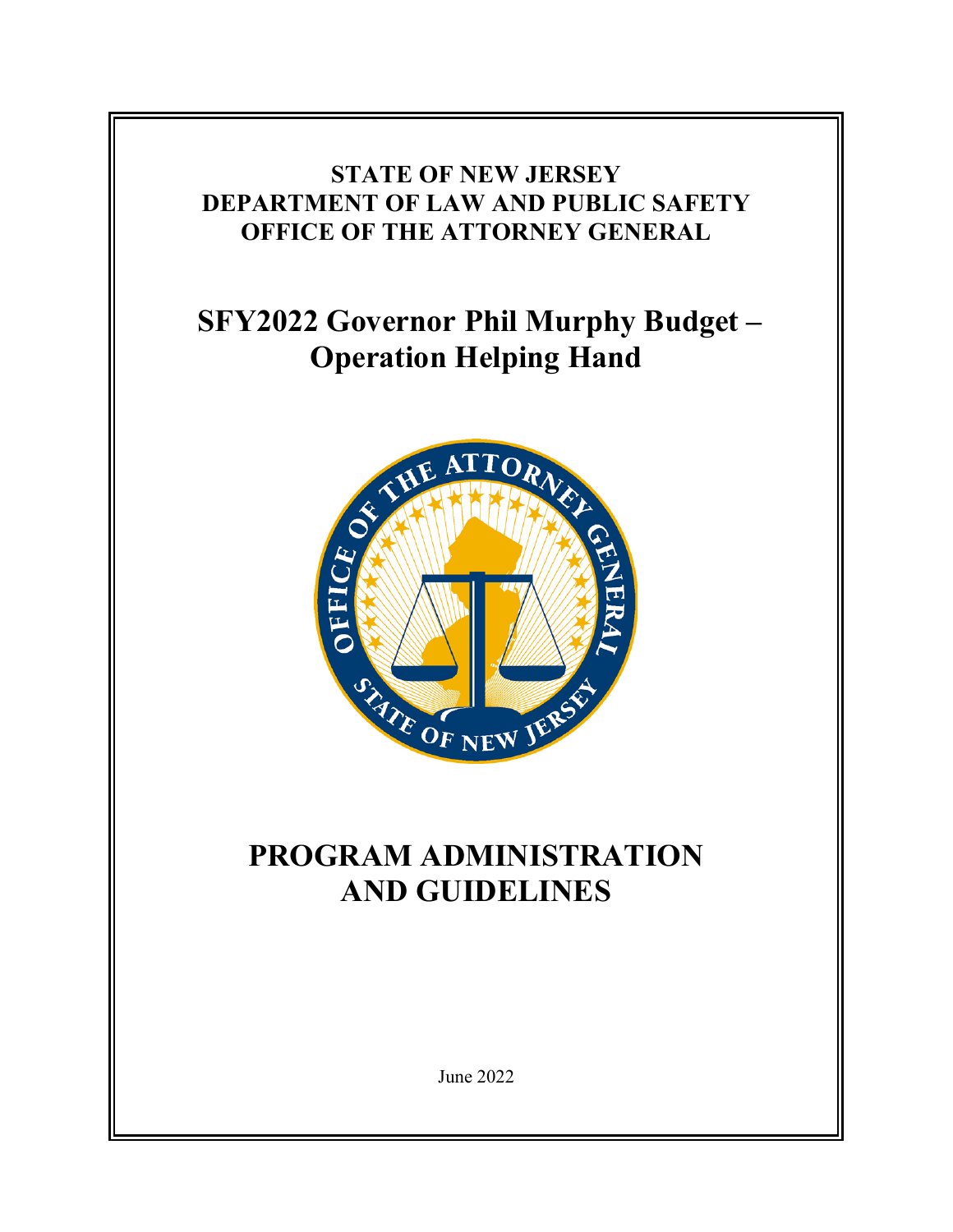**STATE OF NEW JERSEY**
**DEPARTMENT OF LAW AND PUBLIC SAFETY**
**OFFICE OF THE ATTORNEY GENERAL**

# SFY2022 Governor Phil Murphy Budget – Operation Helping Hand

# PROGRAM ADMINISTRATION AND GUIDELINES

June 2022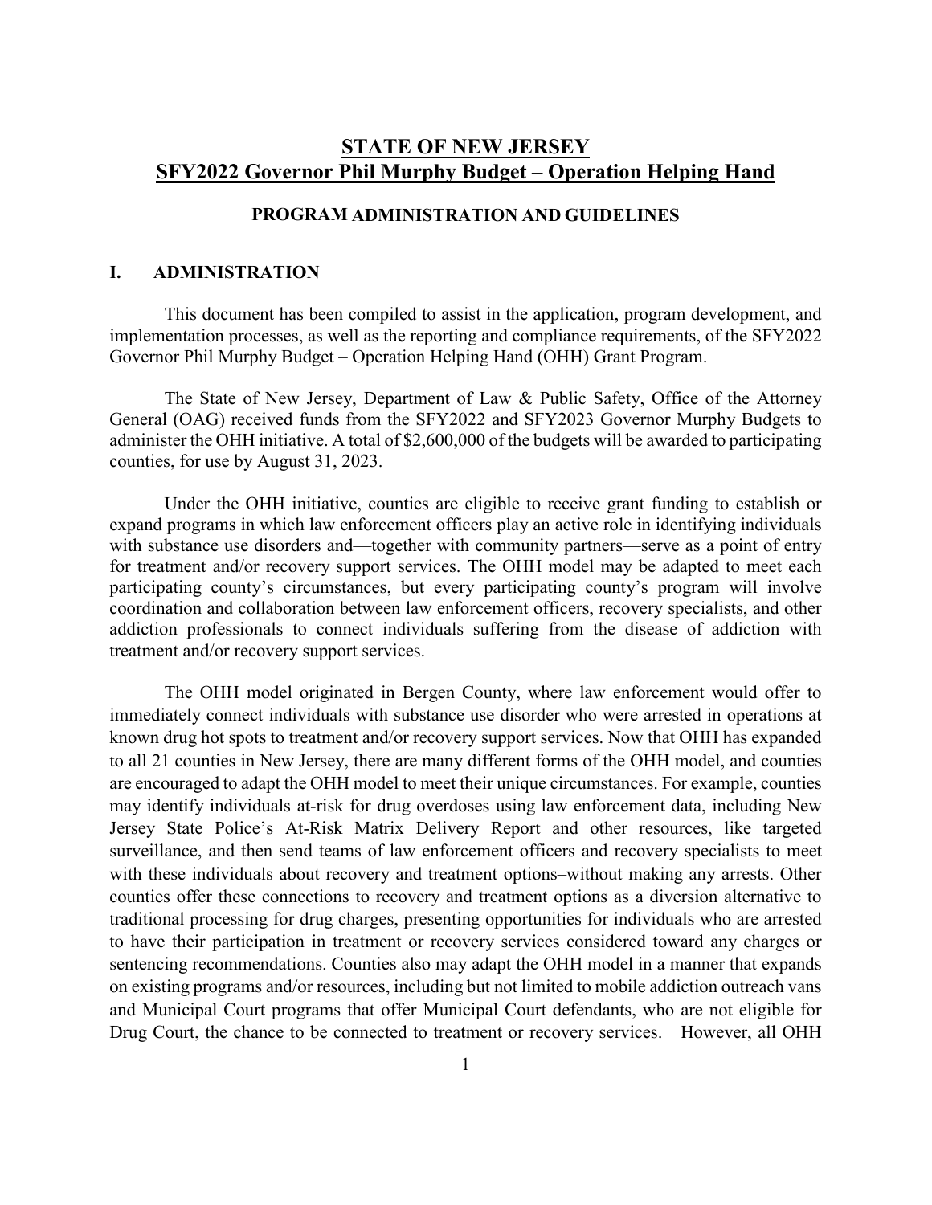# STATE OF NEW JERSEY
# SFY2022 Governor Phil Murphy Budget – Operation Helping Hand

### PROGRAM ADMINISTRATION AND GUIDELINES

## I. ADMINISTRATION

This document has been compiled to assist in the application, program development, and implementation processes, as well as the reporting and compliance requirements, of the SFY2022 Governor Phil Murphy Budget – Operation Helping Hand (OHH) Grant Program.

The State of New Jersey, Department of Law & Public Safety, Office of the Attorney General (OAG) received funds from the SFY2022 and SFY2023 Governor Murphy Budgets to administer the OHH initiative. A total of $2,600,000 of the budgets will be awarded to participating counties, for use by August 31, 2023.

Under the OHH initiative, counties are eligible to receive grant funding to establish or expand programs in which law enforcement officers play an active role in identifying individuals with substance use disorders and—together with community partners—serve as a point of entry for treatment and/or recovery support services. The OHH model may be adapted to meet each participating county's circumstances, but every participating county's program will involve coordination and collaboration between law enforcement officers, recovery specialists, and other addiction professionals to connect individuals suffering from the disease of addiction with treatment and/or recovery support services.

The OHH model originated in Bergen County, where law enforcement would offer to immediately connect individuals with substance use disorder who were arrested in operations at known drug hot spots to treatment and/or recovery support services. Now that OHH has expanded to all 21 counties in New Jersey, there are many different forms of the OHH model, and counties are encouraged to adapt the OHH model to meet their unique circumstances. For example, counties may identify individuals at-risk for drug overdoses using law enforcement data, including New Jersey State Police's At-Risk Matrix Delivery Report and other resources, like targeted surveillance, and then send teams of law enforcement officers and recovery specialists to meet with these individuals about recovery and treatment options–without making any arrests. Other counties offer these connections to recovery and treatment options as a diversion alternative to traditional processing for drug charges, presenting opportunities for individuals who are arrested to have their participation in treatment or recovery services considered toward any charges or sentencing recommendations. Counties also may adapt the OHH model in a manner that expands on existing programs and/or resources, including but not limited to mobile addiction outreach vans and Municipal Court programs that offer Municipal Court defendants, who are not eligible for Drug Court, the chance to be connected to treatment or recovery services. However, all OHH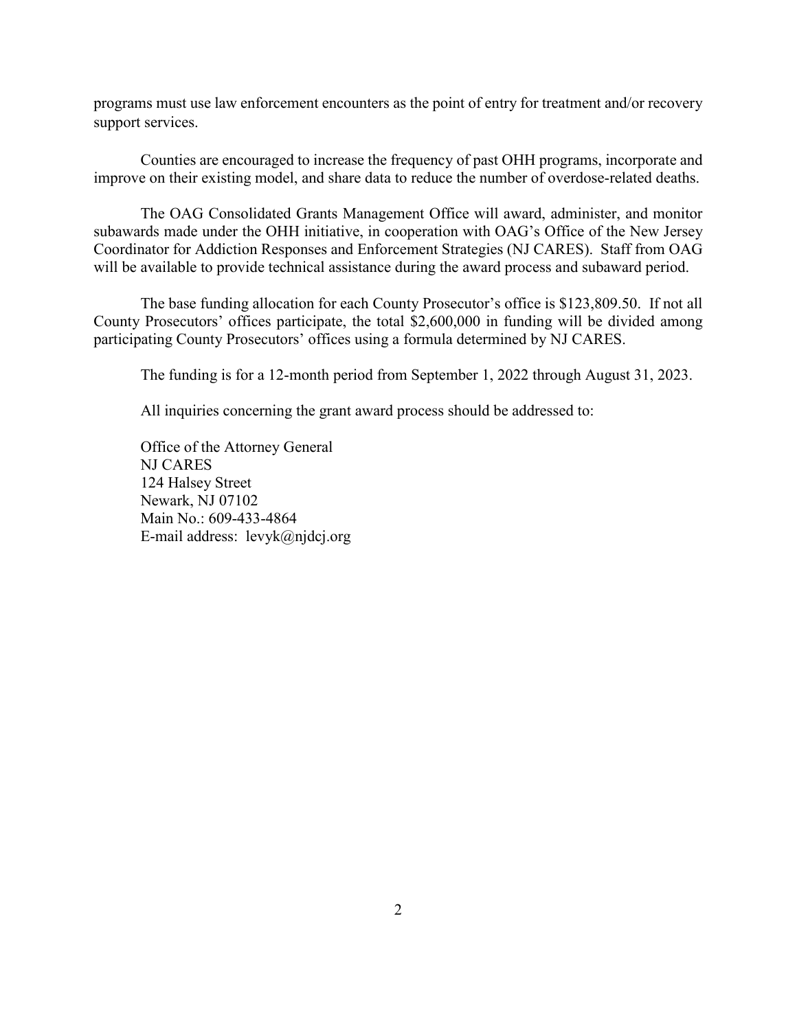programs must use law enforcement encounters as the point of entry for treatment and/or recovery support services.

Counties are encouraged to increase the frequency of past OHH programs, incorporate and improve on their existing model, and share data to reduce the number of overdose-related deaths.

The OAG Consolidated Grants Management Office will award, administer, and monitor subawards made under the OHH initiative, in cooperation with OAG's Office of the New Jersey Coordinator for Addiction Responses and Enforcement Strategies (NJ CARES). Staff from OAG will be available to provide technical assistance during the award process and subaward period.

The base funding allocation for each County Prosecutor's office is $123,809.50. If not all County Prosecutors' offices participate, the total $2,600,000 in funding will be divided among participating County Prosecutors' offices using a formula determined by NJ CARES.

The funding is for a 12-month period from September 1, 2022 through August 31, 2023.

All inquiries concerning the grant award process should be addressed to:

Office of the Attorney General
NJ CARES
124 Halsey Street
Newark, NJ 07102
Main No.: 609-433-4864
E-mail address: levyk@njdcj.org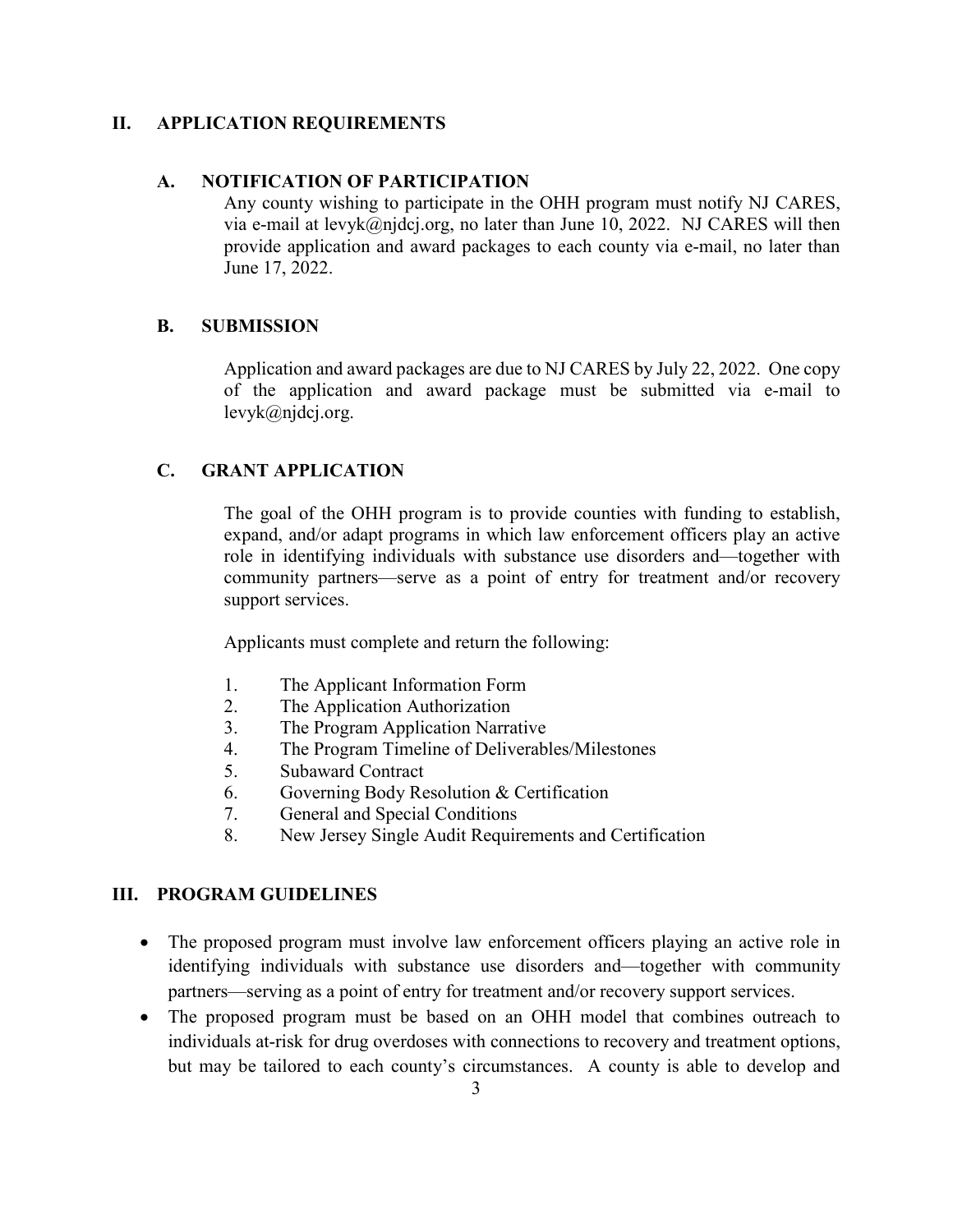## II. APPLICATION REQUIREMENTS

### A. NOTIFICATION OF PARTICIPATION

Any county wishing to participate in the OHH program must notify NJ CARES, via e-mail at levyk@njdcj.org, no later than June 10, 2022. NJ CARES will then provide application and award packages to each county via e-mail, no later than June 17, 2022.

### B. SUBMISSION

Application and award packages are due to NJ CARES by July 22, 2022. One copy of the application and award package must be submitted via e-mail to levyk@njdcj.org.

### C. GRANT APPLICATION

The goal of the OHH program is to provide counties with funding to establish, expand, and/or adapt programs in which law enforcement officers play an active role in identifying individuals with substance use disorders and—together with community partners—serve as a point of entry for treatment and/or recovery support services.

Applicants must complete and return the following:

1. The Applicant Information Form
2. The Application Authorization
3. The Program Application Narrative
4. The Program Timeline of Deliverables/Milestones
5. Subaward Contract
6. Governing Body Resolution & Certification
7. General and Special Conditions
8. New Jersey Single Audit Requirements and Certification

## III. PROGRAM GUIDELINES

- The proposed program must involve law enforcement officers playing an active role in identifying individuals with substance use disorders and—together with community partners—serving as a point of entry for treatment and/or recovery support services.
- The proposed program must be based on an OHH model that combines outreach to individuals at-risk for drug overdoses with connections to recovery and treatment options, but may be tailored to each county's circumstances. A county is able to develop and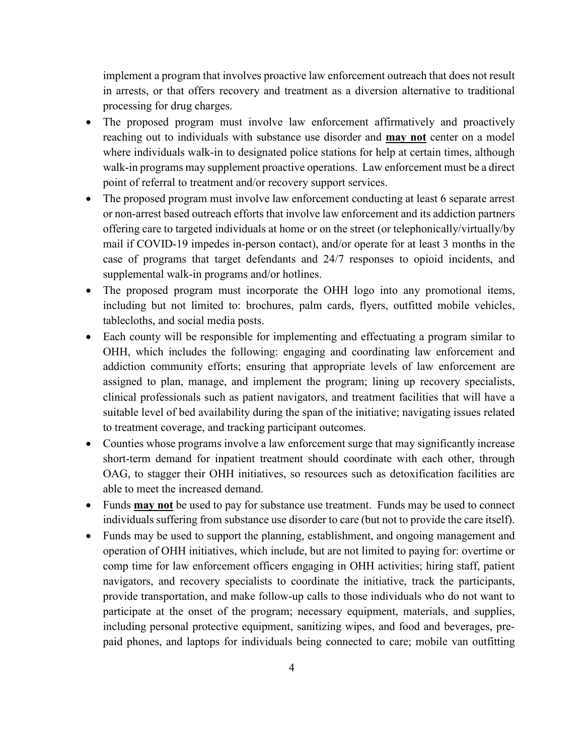implement a program that involves proactive law enforcement outreach that does not result in arrests, or that offers recovery and treatment as a diversion alternative to traditional processing for drug charges.

- The proposed program must involve law enforcement affirmatively and proactively reaching out to individuals with substance use disorder and **may not** center on a model where individuals walk-in to designated police stations for help at certain times, although walk-in programs may supplement proactive operations. Law enforcement must be a direct point of referral to treatment and/or recovery support services.
- The proposed program must involve law enforcement conducting at least 6 separate arrest or non-arrest based outreach efforts that involve law enforcement and its addiction partners offering care to targeted individuals at home or on the street (or telephonically/virtually/by mail if COVID-19 impedes in-person contact), and/or operate for at least 3 months in the case of programs that target defendants and 24/7 responses to opioid incidents, and supplemental walk-in programs and/or hotlines.
- The proposed program must incorporate the OHH logo into any promotional items, including but not limited to: brochures, palm cards, flyers, outfitted mobile vehicles, tablecloths, and social media posts.
- Each county will be responsible for implementing and effectuating a program similar to OHH, which includes the following: engaging and coordinating law enforcement and addiction community efforts; ensuring that appropriate levels of law enforcement are assigned to plan, manage, and implement the program; lining up recovery specialists, clinical professionals such as patient navigators, and treatment facilities that will have a suitable level of bed availability during the span of the initiative; navigating issues related to treatment coverage, and tracking participant outcomes.
- Counties whose programs involve a law enforcement surge that may significantly increase short-term demand for inpatient treatment should coordinate with each other, through OAG, to stagger their OHH initiatives, so resources such as detoxification facilities are able to meet the increased demand.
- Funds **may not** be used to pay for substance use treatment. Funds may be used to connect individuals suffering from substance use disorder to care (but not to provide the care itself).
- Funds may be used to support the planning, establishment, and ongoing management and operation of OHH initiatives, which include, but are not limited to paying for: overtime or comp time for law enforcement officers engaging in OHH activities; hiring staff, patient navigators, and recovery specialists to coordinate the initiative, track the participants, provide transportation, and make follow-up calls to those individuals who do not want to participate at the onset of the program; necessary equipment, materials, and supplies, including personal protective equipment, sanitizing wipes, and food and beverages, pre-paid phones, and laptops for individuals being connected to care; mobile van outfitting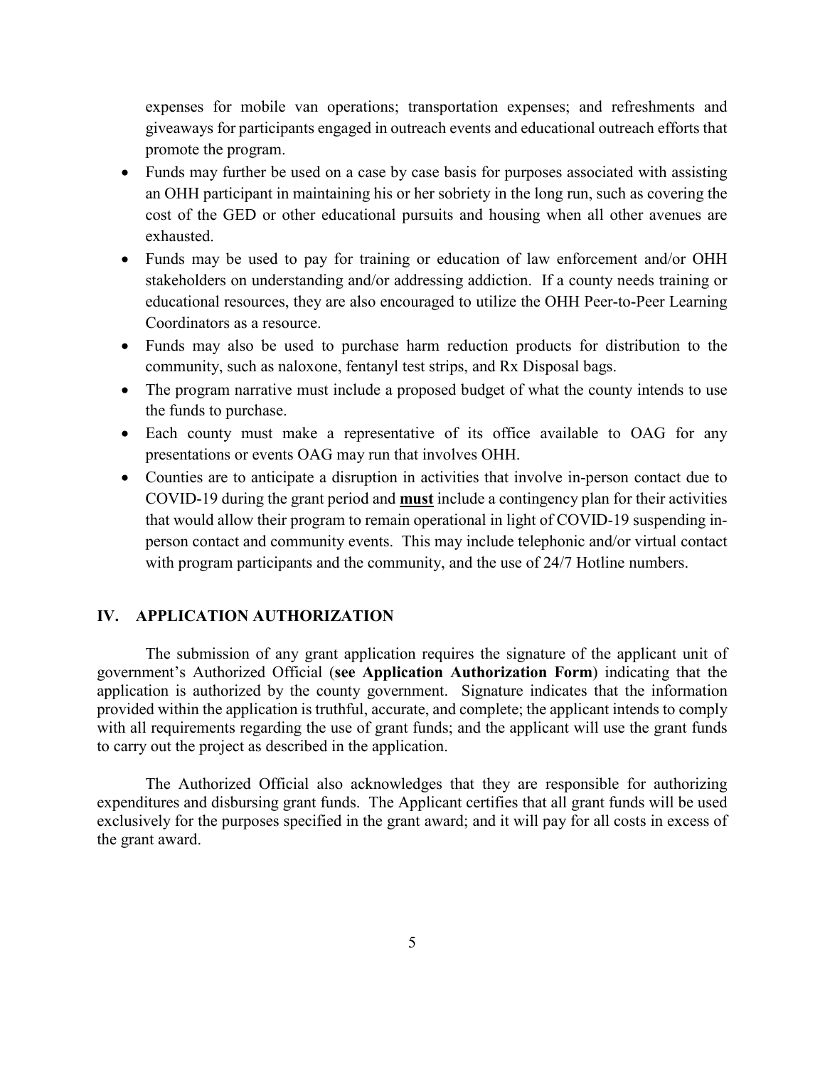expenses for mobile van operations; transportation expenses; and refreshments and giveaways for participants engaged in outreach events and educational outreach efforts that promote the program.

- Funds may further be used on a case by case basis for purposes associated with assisting an OHH participant in maintaining his or her sobriety in the long run, such as covering the cost of the GED or other educational pursuits and housing when all other avenues are exhausted.
- Funds may be used to pay for training or education of law enforcement and/or OHH stakeholders on understanding and/or addressing addiction. If a county needs training or educational resources, they are also encouraged to utilize the OHH Peer-to-Peer Learning Coordinators as a resource.
- Funds may also be used to purchase harm reduction products for distribution to the community, such as naloxone, fentanyl test strips, and Rx Disposal bags.
- The program narrative must include a proposed budget of what the county intends to use the funds to purchase.
- Each county must make a representative of its office available to OAG for any presentations or events OAG may run that involves OHH.
- Counties are to anticipate a disruption in activities that involve in-person contact due to COVID-19 during the grant period and <u>**must**</u> include a contingency plan for their activities that would allow their program to remain operational in light of COVID-19 suspending in-person contact and community events. This may include telephonic and/or virtual contact with program participants and the community, and the use of 24/7 Hotline numbers.

## IV. APPLICATION AUTHORIZATION

The submission of any grant application requires the signature of the applicant unit of government's Authorized Official (**see Application Authorization Form**) indicating that the application is authorized by the county government. Signature indicates that the information provided within the application is truthful, accurate, and complete; the applicant intends to comply with all requirements regarding the use of grant funds; and the applicant will use the grant funds to carry out the project as described in the application.

The Authorized Official also acknowledges that they are responsible for authorizing expenditures and disbursing grant funds. The Applicant certifies that all grant funds will be used exclusively for the purposes specified in the grant award; and it will pay for all costs in excess of the grant award.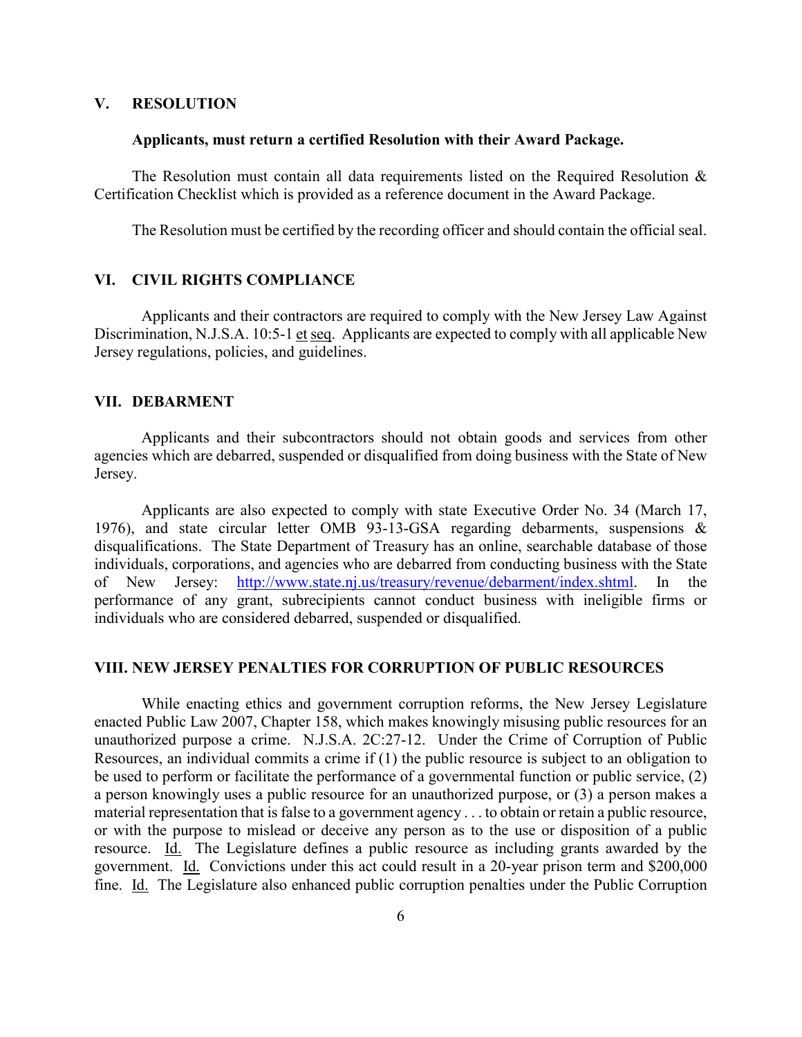## V. RESOLUTION

**Applicants, must return a certified Resolution with their Award Package.**

The Resolution must contain all data requirements listed on the Required Resolution & Certification Checklist which is provided as a reference document in the Award Package.

The Resolution must be certified by the recording officer and should contain the official seal.

## VI. CIVIL RIGHTS COMPLIANCE

Applicants and their contractors are required to comply with the New Jersey Law Against Discrimination, N.J.S.A. 10:5-1 et seq. Applicants are expected to comply with all applicable New Jersey regulations, policies, and guidelines.

## VII. DEBARMENT

Applicants and their subcontractors should not obtain goods and services from other agencies which are debarred, suspended or disqualified from doing business with the State of New Jersey.

Applicants are also expected to comply with state Executive Order No. 34 (March 17, 1976), and state circular letter OMB 93-13-GSA regarding debarments, suspensions & disqualifications. The State Department of Treasury has an online, searchable database of those individuals, corporations, and agencies who are debarred from conducting business with the State of New Jersey: http://www.state.nj.us/treasury/revenue/debarment/index.shtml. In the performance of any grant, subrecipients cannot conduct business with ineligible firms or individuals who are considered debarred, suspended or disqualified.

## VIII. NEW JERSEY PENALTIES FOR CORRUPTION OF PUBLIC RESOURCES

While enacting ethics and government corruption reforms, the New Jersey Legislature enacted Public Law 2007, Chapter 158, which makes knowingly misusing public resources for an unauthorized purpose a crime. N.J.S.A. 2C:27-12. Under the Crime of Corruption of Public Resources, an individual commits a crime if (1) the public resource is subject to an obligation to be used to perform or facilitate the performance of a governmental function or public service, (2) a person knowingly uses a public resource for an unauthorized purpose, or (3) a person makes a material representation that is false to a government agency . . . to obtain or retain a public resource, or with the purpose to mislead or deceive any person as to the use or disposition of a public resource. Id. The Legislature defines a public resource as including grants awarded by the government. Id. Convictions under this act could result in a 20-year prison term and $200,000 fine. Id. The Legislature also enhanced public corruption penalties under the Public Corruption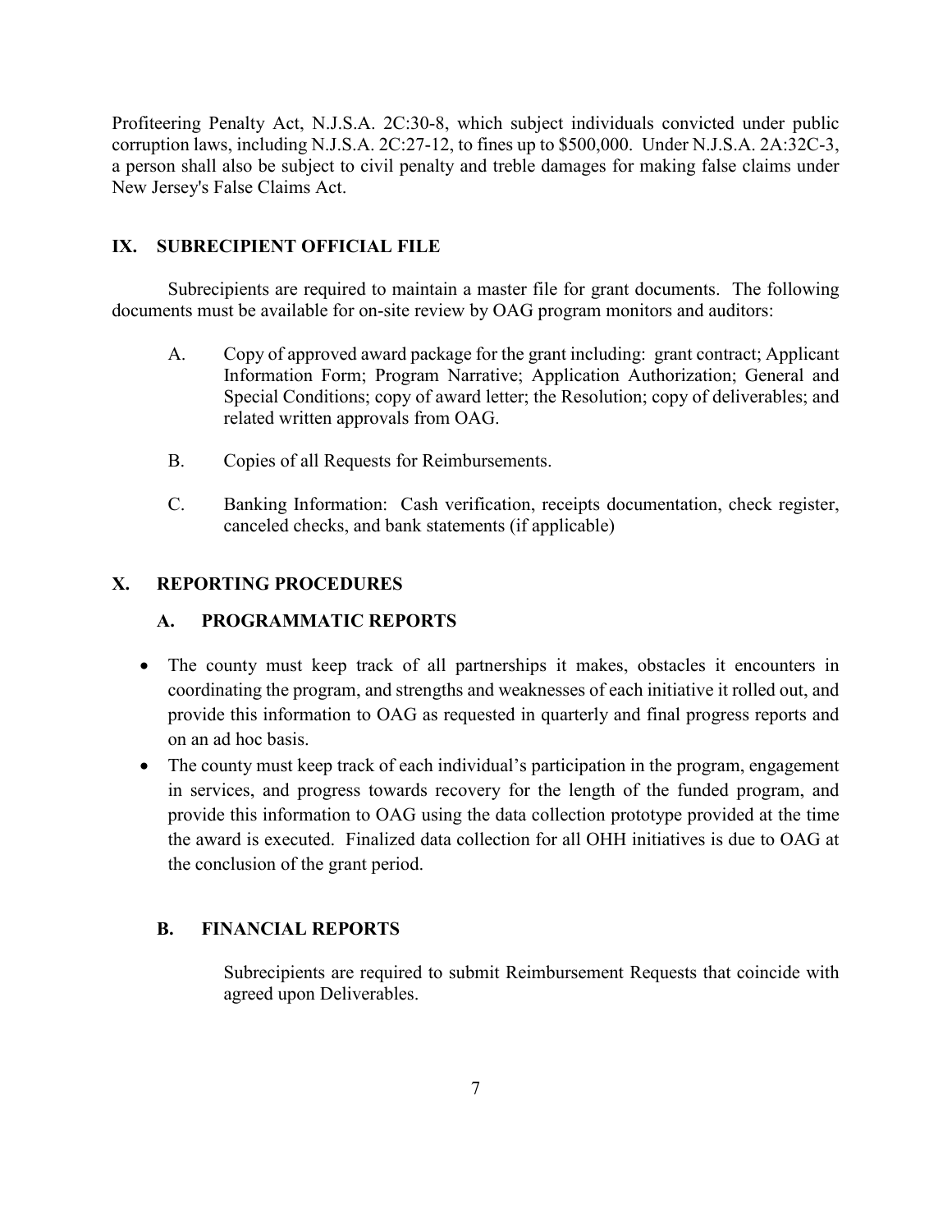Profiteering Penalty Act, N.J.S.A. 2C:30-8, which subject individuals convicted under public corruption laws, including N.J.S.A. 2C:27-12, to fines up to $500,000. Under N.J.S.A. 2A:32C-3, a person shall also be subject to civil penalty and treble damages for making false claims under New Jersey's False Claims Act.

## IX. SUBRECIPIENT OFFICIAL FILE

Subrecipients are required to maintain a master file for grant documents. The following documents must be available for on-site review by OAG program monitors and auditors:

A. Copy of approved award package for the grant including: grant contract; Applicant Information Form; Program Narrative; Application Authorization; General and Special Conditions; copy of award letter; the Resolution; copy of deliverables; and related written approvals from OAG.

B. Copies of all Requests for Reimbursements.

C. Banking Information: Cash verification, receipts documentation, check register, canceled checks, and bank statements (if applicable)

## X. REPORTING PROCEDURES

### A. PROGRAMMATIC REPORTS

- The county must keep track of all partnerships it makes, obstacles it encounters in coordinating the program, and strengths and weaknesses of each initiative it rolled out, and provide this information to OAG as requested in quarterly and final progress reports and on an ad hoc basis.
- The county must keep track of each individual's participation in the program, engagement in services, and progress towards recovery for the length of the funded program, and provide this information to OAG using the data collection prototype provided at the time the award is executed. Finalized data collection for all OHH initiatives is due to OAG at the conclusion of the grant period.

### B. FINANCIAL REPORTS

Subrecipients are required to submit Reimbursement Requests that coincide with agreed upon Deliverables.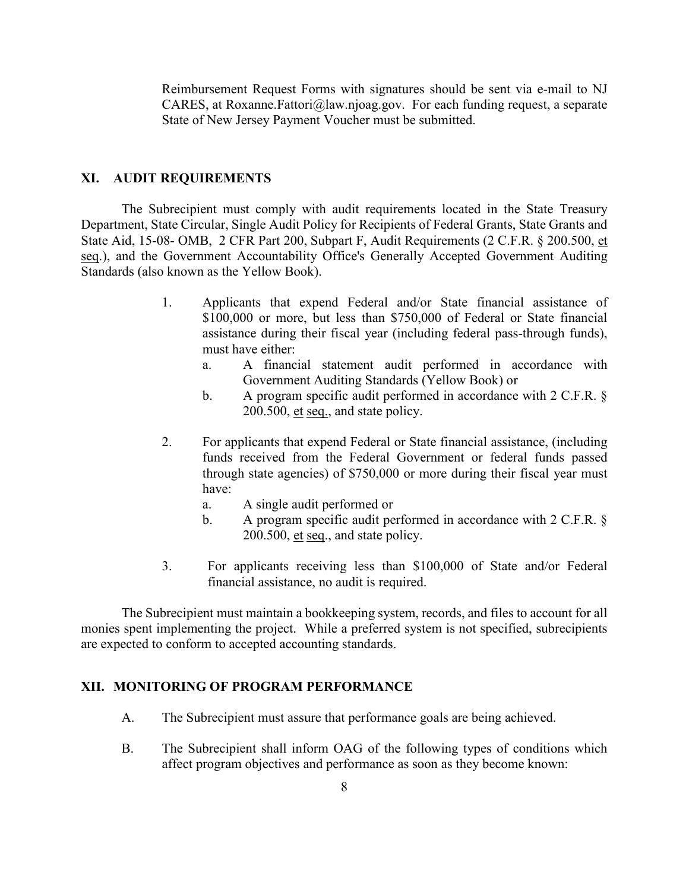Reimbursement Request Forms with signatures should be sent via e-mail to NJ CARES, at Roxanne.Fattori@law.njoag.gov. For each funding request, a separate State of New Jersey Payment Voucher must be submitted.

## XI. AUDIT REQUIREMENTS

The Subrecipient must comply with audit requirements located in the State Treasury Department, State Circular, Single Audit Policy for Recipients of Federal Grants, State Grants and State Aid, 15-08- OMB, 2 CFR Part 200, Subpart F, Audit Requirements (2 C.F.R. § 200.500, et seq.), and the Government Accountability Office's Generally Accepted Government Auditing Standards (also known as the Yellow Book).

1. Applicants that expend Federal and/or State financial assistance of $100,000 or more, but less than $750,000 of Federal or State financial assistance during their fiscal year (including federal pass-through funds), must have either:
   a. A financial statement audit performed in accordance with Government Auditing Standards (Yellow Book) or
   b. A program specific audit performed in accordance with 2 C.F.R. § 200.500, et seq., and state policy.

2. For applicants that expend Federal or State financial assistance, (including funds received from the Federal Government or federal funds passed through state agencies) of $750,000 or more during their fiscal year must have:
   a. A single audit performed or
   b. A program specific audit performed in accordance with 2 C.F.R. § 200.500, et seq., and state policy.

3. For applicants receiving less than $100,000 of State and/or Federal financial assistance, no audit is required.

The Subrecipient must maintain a bookkeeping system, records, and files to account for all monies spent implementing the project. While a preferred system is not specified, subrecipients are expected to conform to accepted accounting standards.

## XII. MONITORING OF PROGRAM PERFORMANCE

A. The Subrecipient must assure that performance goals are being achieved.

B. The Subrecipient shall inform OAG of the following types of conditions which affect program objectives and performance as soon as they become known: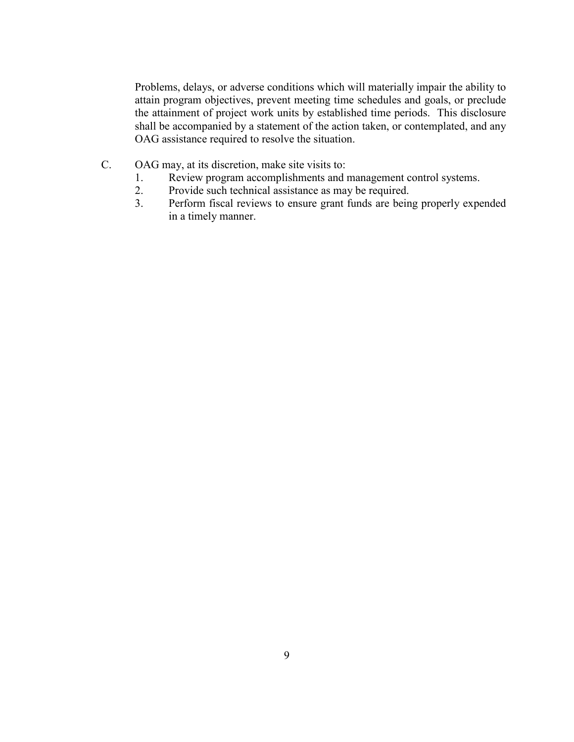Problems, delays, or adverse conditions which will materially impair the ability to attain program objectives, prevent meeting time schedules and goals, or preclude the attainment of project work units by established time periods. This disclosure shall be accompanied by a statement of the action taken, or contemplated, and any OAG assistance required to resolve the situation.

C. OAG may, at its discretion, make site visits to:
   1. Review program accomplishments and management control systems.
   2. Provide such technical assistance as may be required.
   3. Perform fiscal reviews to ensure grant funds are being properly expended in a timely manner.